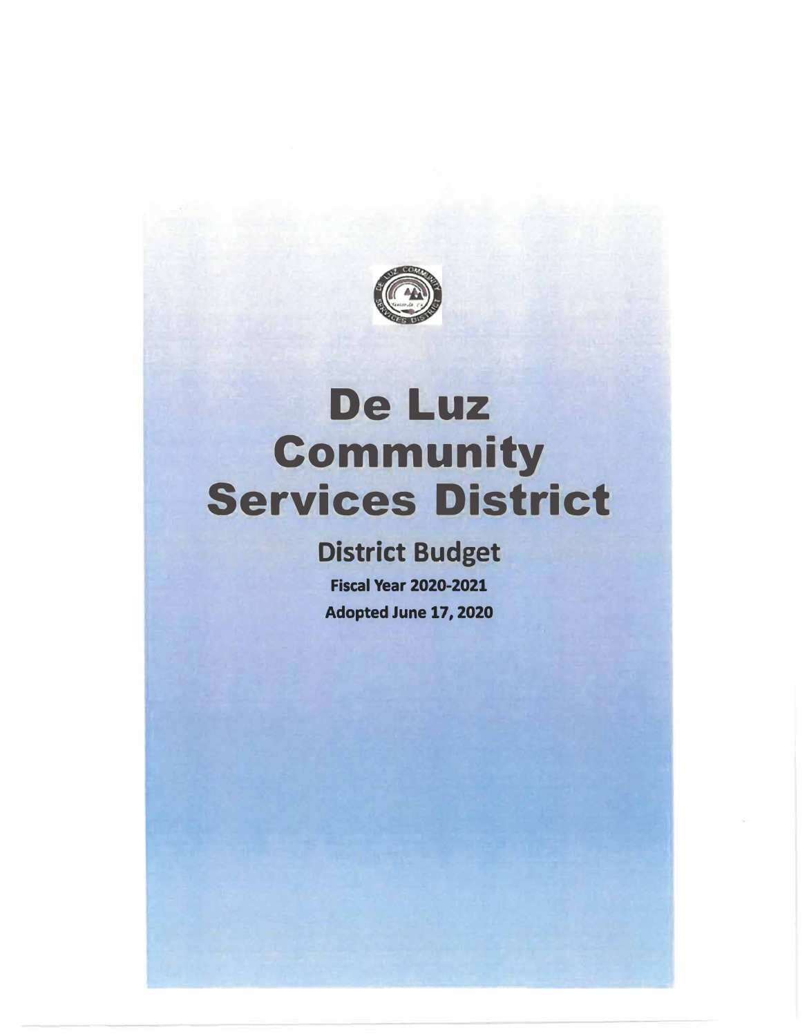# De Luz Community Services District

## District Budget

**Fiscal Year 2020-2021**

**Adopted June 17, 2020**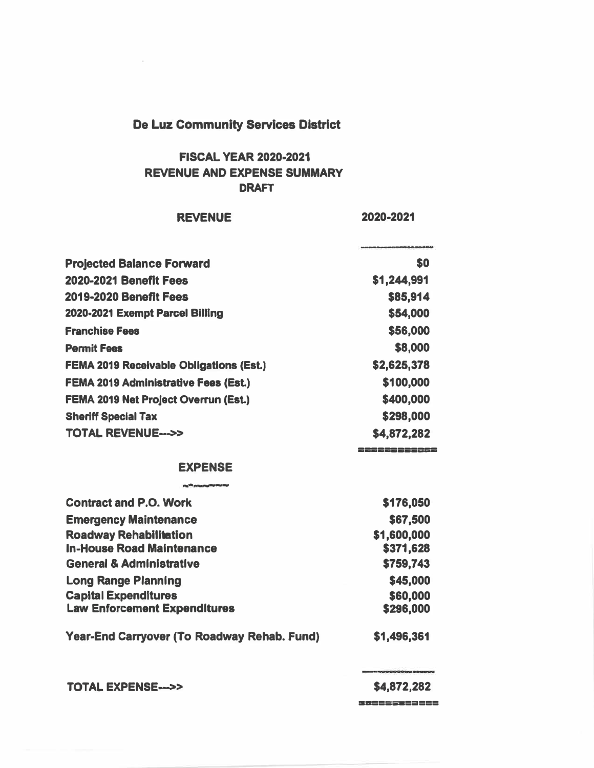# De Luz Community Services District

## FISCAL YEAR 2020-2021
## REVENUE AND EXPENSE SUMMARY
## DRAFT

| REVENUE | 2020-2021 |
|---|---|
| Projected Balance Forward | $0 |
| 2020-2021 Benefit Fees | $1,244,991 |
| 2019-2020 Benefit Fees | $85,914 |
| 2020-2021 Exempt Parcel Billing | $54,000 |
| Franchise Fees | $56,000 |
| Permit Fees | $8,000 |
| FEMA 2019 Receivable Obligations (Est.) | $2,625,378 |
| FEMA 2019 Administrative Fees (Est.) | $100,000 |
| FEMA 2019 Net Project Overrun (Est.) | $400,000 |
| Sheriff Special Tax | $298,000 |
| TOTAL REVENUE--->> | $4,872,282 |

| EXPENSE | |
|---|---|
| Contract and P.O. Work | $176,050 |
| Emergency Maintenance | $67,500 |
| Roadway Rehabilitation | $1,600,000 |
| In-House Road Maintenance | $371,628 |
| General & Administrative | $759,743 |
| Long Range Planning | $45,000 |
| Capital Expenditures | $60,000 |
| Law Enforcement Expenditures | $296,000 |
| Year-End Carryover (To Roadway Rehab. Fund) | $1,496,361 |
| TOTAL EXPENSE--->> | $4,872,282 |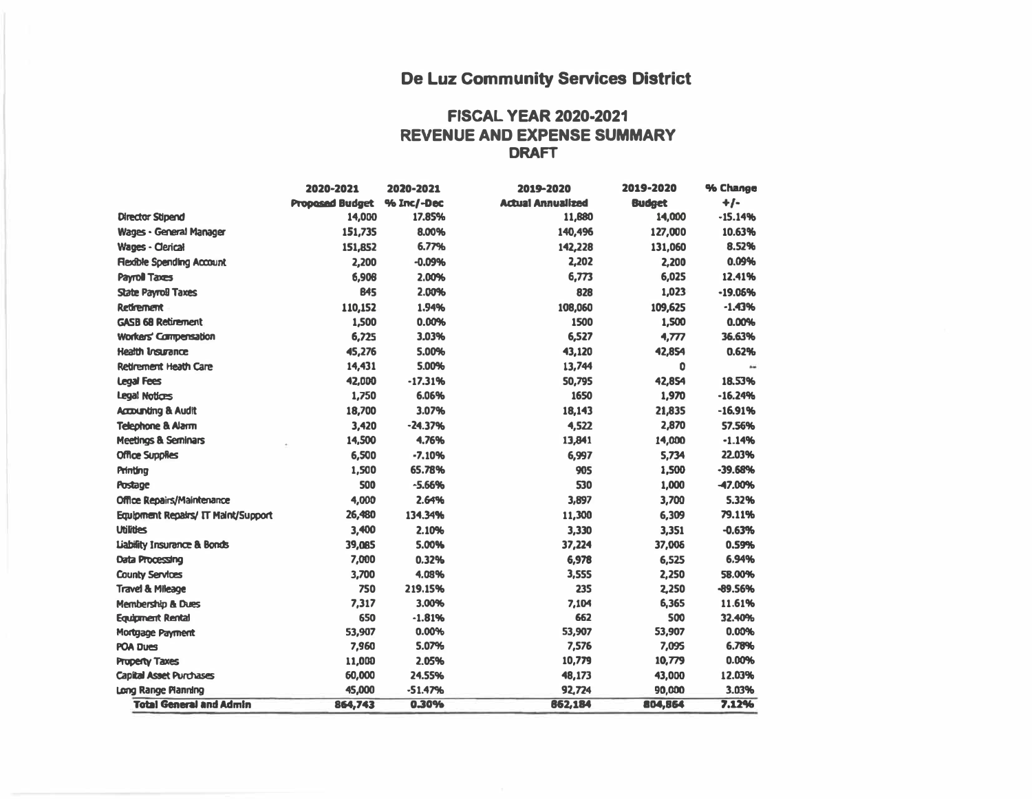# De Luz Community Services District

## FISCAL YEAR 2020-2021
## REVENUE AND EXPENSE SUMMARY
## DRAFT

| | 2020-2021 Proposed Budget | 2020-2021 % Inc/-Dec | 2019-2020 Actual Annualized | 2019-2020 Budget | % Change +/- |
|---|---|---|---|---|---|
| Director Stipend | 14,000 | 17.85% | 11,880 | 14,000 | -15.14% |
| Wages - General Manager | 151,735 | 8.00% | 140,496 | 127,000 | 10.63% |
| Wages - Clerical | 151,852 | 6.77% | 142,228 | 131,060 | 8.52% |
| Flexible Spending Account | 2,200 | -0.09% | 2,202 | 2,200 | 0.09% |
| Payroll Taxes | 6,908 | 2.00% | 6,773 | 6,025 | 12.41% |
| State Payroll Taxes | 845 | 2.00% | 828 | 1,023 | -19.06% |
| Retirement | 110,152 | 1.94% | 108,060 | 109,625 | -1.43% |
| GASB 68 Retirement | 1,500 | 0.00% | 1500 | 1,500 | 0.00% |
| Workers' Compensation | 6,725 | 3.03% | 6,527 | 4,777 | 36.63% |
| Health Insurance | 45,276 | 5.00% | 43,120 | 42,854 | 0.62% |
| Retirement Heath Care | 14,431 | 5.00% | 13,744 | 0 | -- |
| Legal Fees | 42,000 | -17.31% | 50,795 | 42,854 | 18.53% |
| Legal Notices | 1,750 | 6.06% | 1650 | 1,970 | -16.24% |
| Accounting & Audit | 18,700 | 3.07% | 18,143 | 21,835 | -16.91% |
| Telephone & Alarm | 3,420 | -24.37% | 4,522 | 2,870 | 57.56% |
| Meetings & Seminars | 14,500 | 4.76% | 13,841 | 14,000 | -1.14% |
| Office Supplies | 6,500 | -7.10% | 6,997 | 5,734 | 22.03% |
| Printing | 1,500 | 65.78% | 905 | 1,500 | -39.68% |
| Postage | 500 | -5.66% | 530 | 1,000 | -47.00% |
| Office Repairs/Maintenance | 4,000 | 2.64% | 3,897 | 3,700 | 5.32% |
| Equipment Repairs/ IT Maint/Support | 26,480 | 134.34% | 11,300 | 6,309 | 79.11% |
| Utilities | 3,400 | 2.10% | 3,330 | 3,351 | -0.63% |
| Liability Insurance & Bonds | 39,085 | 5.00% | 37,224 | 37,006 | 0.59% |
| Data Processing | 7,000 | 0.32% | 6,978 | 6,525 | 6.94% |
| County Services | 3,700 | 4.08% | 3,555 | 2,250 | 58.00% |
| Travel & Mileage | 750 | 219.15% | 235 | 2,250 | -89.56% |
| Membership & Dues | 7,317 | 3.00% | 7,104 | 6,365 | 11.61% |
| Equipment Rental | 650 | -1.81% | 662 | 500 | 32.40% |
| Mortgage Payment | 53,907 | 0.00% | 53,907 | 53,907 | 0.00% |
| POA Dues | 7,960 | 5.07% | 7,576 | 7,095 | 6.78% |
| Property Taxes | 11,000 | 2.05% | 10,779 | 10,779 | 0.00% |
| Capital Asset Purchases | 60,000 | 24.55% | 48,173 | 43,000 | 12.03% |
| Long Range Planning | 45,000 | -51.47% | 92,724 | 90,000 | 3.03% |
| **Total General and Admin** | **864,743** | **0.30%** | **862,184** | **804,864** | **7.12%** |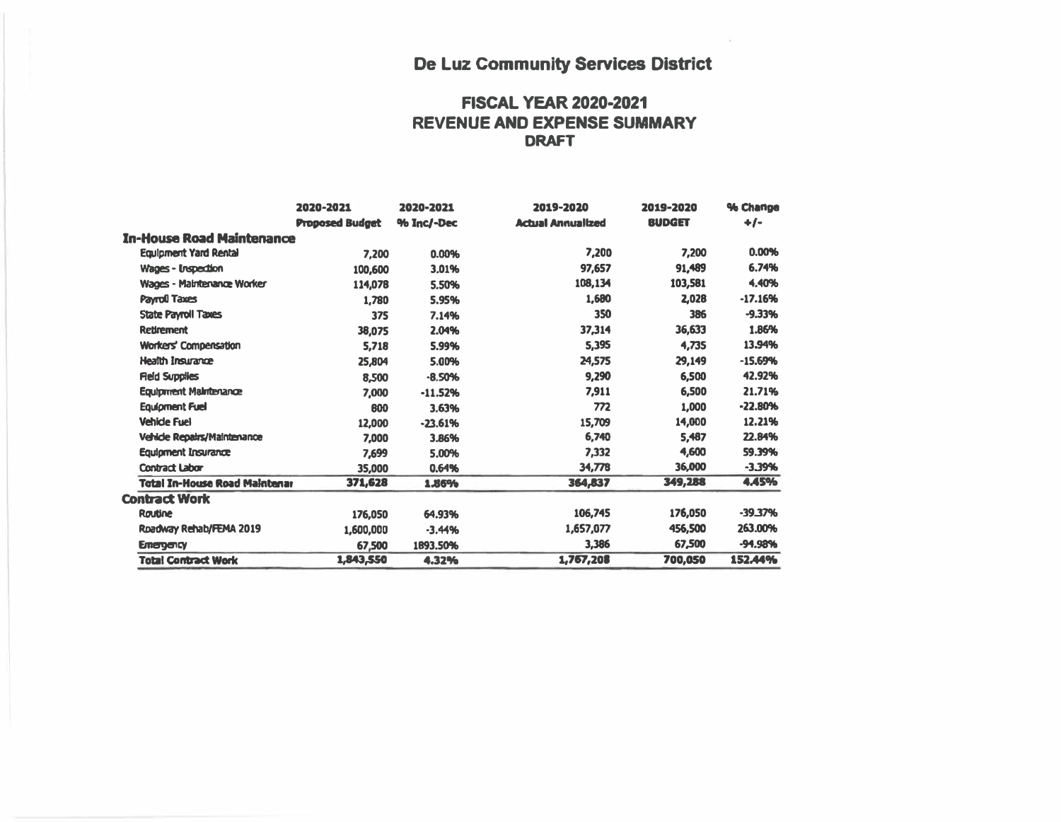# De Luz Community Services District

## FISCAL YEAR 2020-2021
## REVENUE AND EXPENSE SUMMARY
## DRAFT

| | 2020-2021 Proposed Budget | 2020-2021 % Inc/-Dec | 2019-2020 Actual Annualized | 2019-2020 BUDGET | % Change +/- |
|---|---|---|---|---|---|
| **In-House Road Maintenance** | | | | | |
| Equipment Yard Rental | 7,200 | 0.00% | 7,200 | 7,200 | 0.00% |
| Wages - Inspection | 100,600 | 3.01% | 97,657 | 91,489 | 6.74% |
| Wages - Maintenance Worker | 114,078 | 5.50% | 108,134 | 103,581 | 4.40% |
| Payroll Taxes | 1,780 | 5.95% | 1,680 | 2,028 | -17.16% |
| State Payroll Taxes | 375 | 7.14% | 350 | 386 | -9.33% |
| Retirement | 38,075 | 2.04% | 37,314 | 36,633 | 1.86% |
| Workers' Compensation | 5,718 | 5.99% | 5,395 | 4,735 | 13.94% |
| Health Insurance | 25,804 | 5.00% | 24,575 | 29,149 | -15.69% |
| Field Supplies | 8,500 | -8.50% | 9,290 | 6,500 | 42.92% |
| Equipment Maintenance | 7,000 | -11.52% | 7,911 | 6,500 | 21.71% |
| Equipment Fuel | 800 | 3.63% | 772 | 1,000 | -22.80% |
| Vehicle Fuel | 12,000 | -23.61% | 15,709 | 14,000 | 12.21% |
| Vehicle Repairs/Maintenance | 7,000 | 3.86% | 6,740 | 5,487 | 22.84% |
| Equipment Insurance | 7,699 | 5.00% | 7,332 | 4,600 | 59.39% |
| Contract Labor | 35,000 | 0.64% | 34,778 | 36,000 | -3.39% |
| **Total In-House Road Maintenar** | **371,628** | **1.86%** | **364,837** | **349,288** | **4.45%** |
| **Contract Work** | | | | | |
| Routine | 176,050 | 64.93% | 106,745 | 176,050 | -39.37% |
| Roadway Rehab/FEMA 2019 | 1,600,000 | -3.44% | 1,657,077 | 456,500 | 263.00% |
| Emergency | 67,500 | 1893.50% | 3,386 | 67,500 | -94.98% |
| **Total Contract Work** | **1,843,550** | **4.32%** | **1,767,208** | **700,050** | **152.44%** |